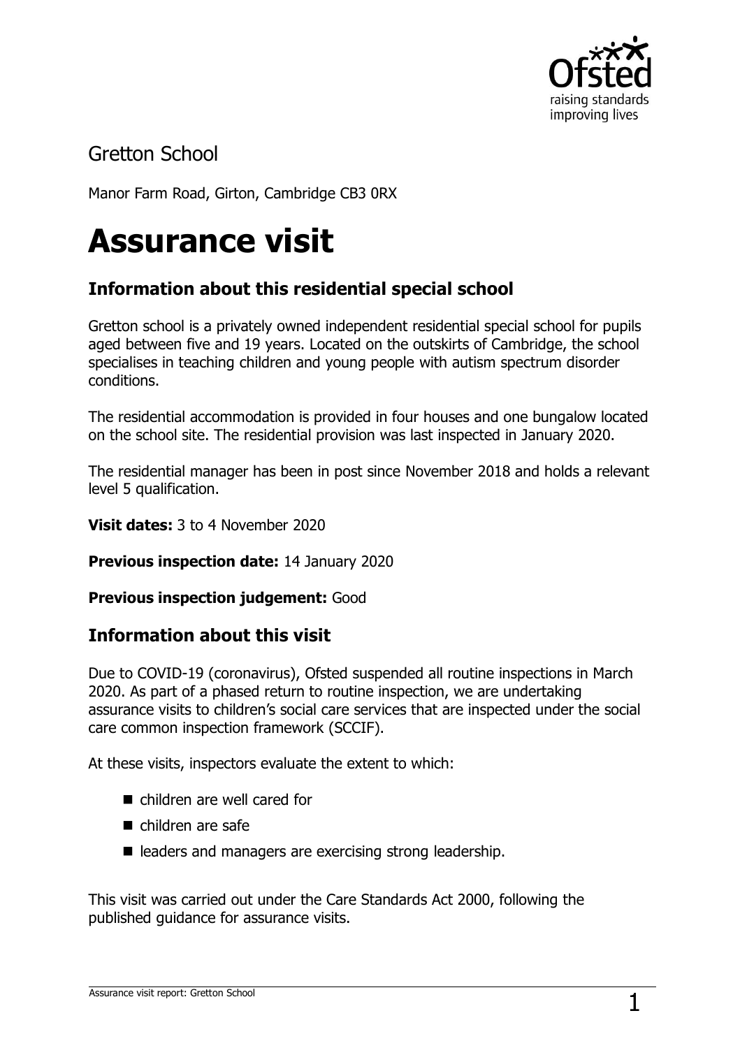Gretton School

Manor Farm Road, Girton, Cambridge CB3 0RX

# Assurance visit

## Information about this residential special school

Gretton school is a privately owned independent residential special school for pupils aged between five and 19 years. Located on the outskirts of Cambridge, the school specialises in teaching children and young people with autism spectrum disorder conditions.

The residential accommodation is provided in four houses and one bungalow located on the school site. The residential provision was last inspected in January 2020.

The residential manager has been in post since November 2018 and holds a relevant level 5 qualification.

**Visit dates:** 3 to 4 November 2020

**Previous inspection date:** 14 January 2020

**Previous inspection judgement:** Good

## Information about this visit

Due to COVID-19 (coronavirus), Ofsted suspended all routine inspections in March 2020. As part of a phased return to routine inspection, we are undertaking assurance visits to children's social care services that are inspected under the social care common inspection framework (SCCIF).

At these visits, inspectors evaluate the extent to which:

- children are well cared for
- children are safe
- leaders and managers are exercising strong leadership.

This visit was carried out under the Care Standards Act 2000, following the published guidance for assurance visits.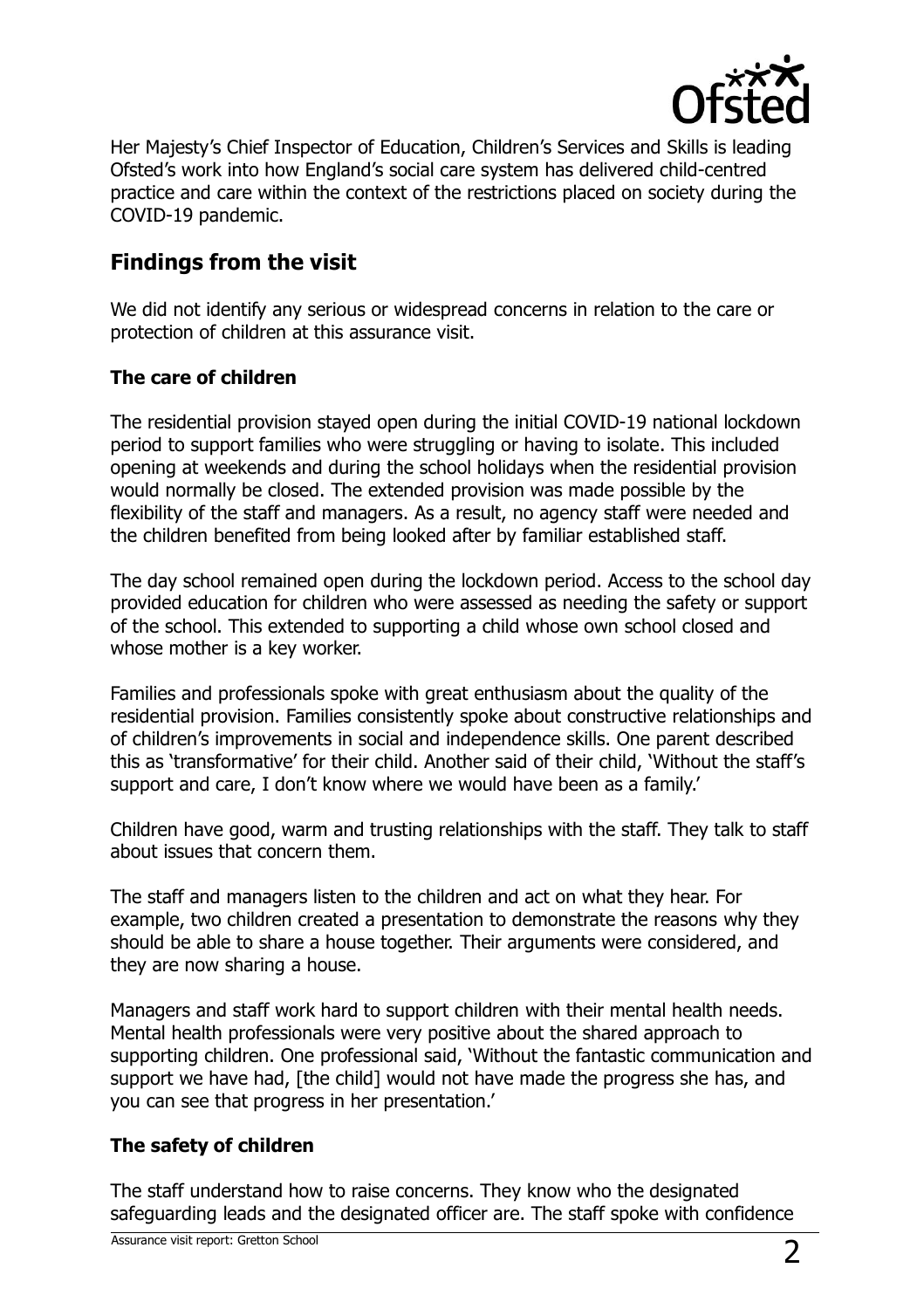Her Majesty's Chief Inspector of Education, Children's Services and Skills is leading Ofsted's work into how England's social care system has delivered child-centred practice and care within the context of the restrictions placed on society during the COVID-19 pandemic.

## Findings from the visit

We did not identify any serious or widespread concerns in relation to the care or protection of children at this assurance visit.

### The care of children

The residential provision stayed open during the initial COVID-19 national lockdown period to support families who were struggling or having to isolate. This included opening at weekends and during the school holidays when the residential provision would normally be closed. The extended provision was made possible by the flexibility of the staff and managers. As a result, no agency staff were needed and the children benefited from being looked after by familiar established staff.

The day school remained open during the lockdown period. Access to the school day provided education for children who were assessed as needing the safety or support of the school. This extended to supporting a child whose own school closed and whose mother is a key worker.

Families and professionals spoke with great enthusiasm about the quality of the residential provision. Families consistently spoke about constructive relationships and of children's improvements in social and independence skills. One parent described this as 'transformative' for their child. Another said of their child, 'Without the staff's support and care, I don't know where we would have been as a family.'

Children have good, warm and trusting relationships with the staff. They talk to staff about issues that concern them.

The staff and managers listen to the children and act on what they hear. For example, two children created a presentation to demonstrate the reasons why they should be able to share a house together. Their arguments were considered, and they are now sharing a house.

Managers and staff work hard to support children with their mental health needs. Mental health professionals were very positive about the shared approach to supporting children. One professional said, 'Without the fantastic communication and support we have had, [the child] would not have made the progress she has, and you can see that progress in her presentation.'

### The safety of children

The staff understand how to raise concerns. They know who the designated safeguarding leads and the designated officer are. The staff spoke with confidence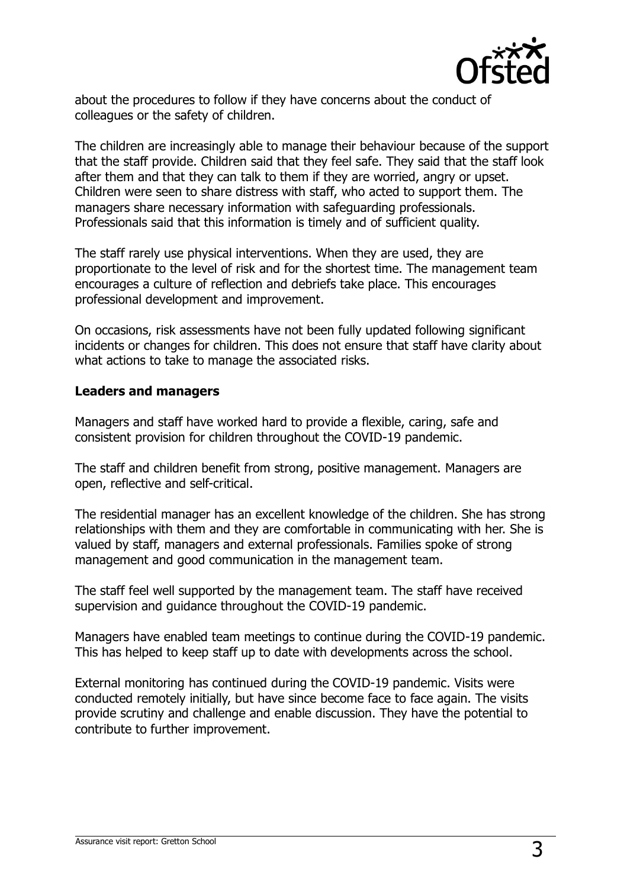about the procedures to follow if they have concerns about the conduct of colleagues or the safety of children.

The children are increasingly able to manage their behaviour because of the support that the staff provide. Children said that they feel safe. They said that the staff look after them and that they can talk to them if they are worried, angry or upset. Children were seen to share distress with staff, who acted to support them. The managers share necessary information with safeguarding professionals. Professionals said that this information is timely and of sufficient quality.

The staff rarely use physical interventions. When they are used, they are proportionate to the level of risk and for the shortest time. The management team encourages a culture of reflection and debriefs take place. This encourages professional development and improvement.

On occasions, risk assessments have not been fully updated following significant incidents or changes for children. This does not ensure that staff have clarity about what actions to take to manage the associated risks.

### Leaders and managers

Managers and staff have worked hard to provide a flexible, caring, safe and consistent provision for children throughout the COVID-19 pandemic.

The staff and children benefit from strong, positive management. Managers are open, reflective and self-critical.

The residential manager has an excellent knowledge of the children. She has strong relationships with them and they are comfortable in communicating with her. She is valued by staff, managers and external professionals. Families spoke of strong management and good communication in the management team.

The staff feel well supported by the management team. The staff have received supervision and guidance throughout the COVID-19 pandemic.

Managers have enabled team meetings to continue during the COVID-19 pandemic. This has helped to keep staff up to date with developments across the school.

External monitoring has continued during the COVID-19 pandemic. Visits were conducted remotely initially, but have since become face to face again. The visits provide scrutiny and challenge and enable discussion. They have the potential to contribute to further improvement.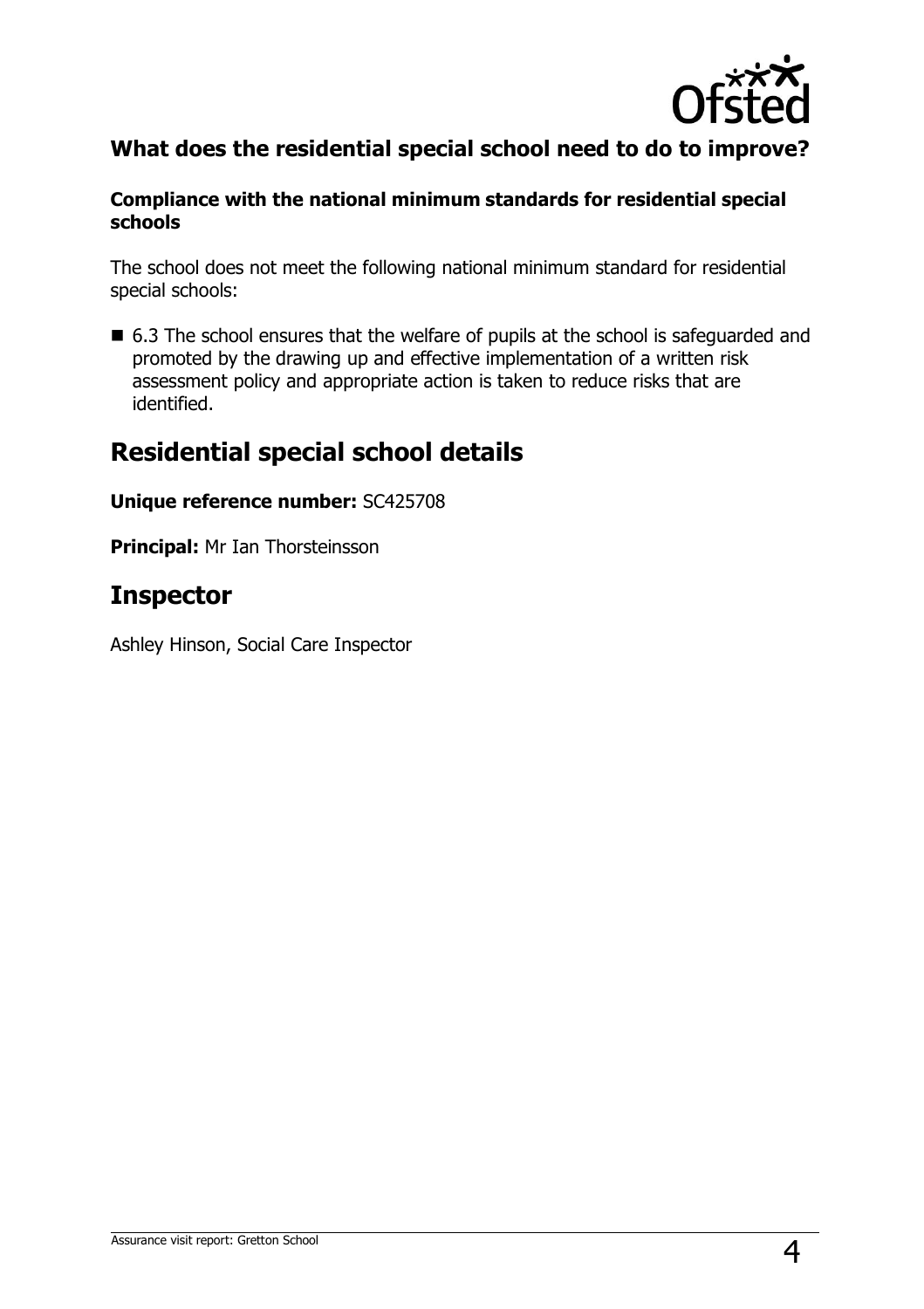## What does the residential special school need to do to improve?

### Compliance with the national minimum standards for residential special schools

The school does not meet the following national minimum standard for residential special schools:

- 6.3 The school ensures that the welfare of pupils at the school is safeguarded and promoted by the drawing up and effective implementation of a written risk assessment policy and appropriate action is taken to reduce risks that are identified.

## Residential special school details

**Unique reference number:** SC425708

**Principal:** Mr Ian Thorsteinsson

## Inspector

Ashley Hinson, Social Care Inspector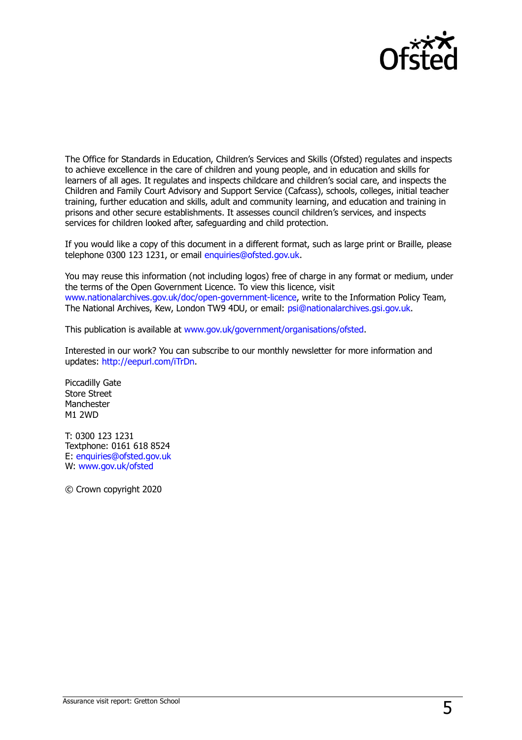The Office for Standards in Education, Children's Services and Skills (Ofsted) regulates and inspects to achieve excellence in the care of children and young people, and in education and skills for learners of all ages. It regulates and inspects childcare and children's social care, and inspects the Children and Family Court Advisory and Support Service (Cafcass), schools, colleges, initial teacher training, further education and skills, adult and community learning, and education and training in prisons and other secure establishments. It assesses council children's services, and inspects services for children looked after, safeguarding and child protection.

If you would like a copy of this document in a different format, such as large print or Braille, please telephone 0300 123 1231, or email enquiries@ofsted.gov.uk.

You may reuse this information (not including logos) free of charge in any format or medium, under the terms of the Open Government Licence. To view this licence, visit www.nationalarchives.gov.uk/doc/open-government-licence, write to the Information Policy Team, The National Archives, Kew, London TW9 4DU, or email: psi@nationalarchives.gsi.gov.uk.

This publication is available at www.gov.uk/government/organisations/ofsted.

Interested in our work? You can subscribe to our monthly newsletter for more information and updates: http://eepurl.com/iTrDn.

Piccadilly Gate
Store Street
Manchester
M1 2WD

T: 0300 123 1231
Textphone: 0161 618 8524
E: enquiries@ofsted.gov.uk
W: www.gov.uk/ofsted

© Crown copyright 2020